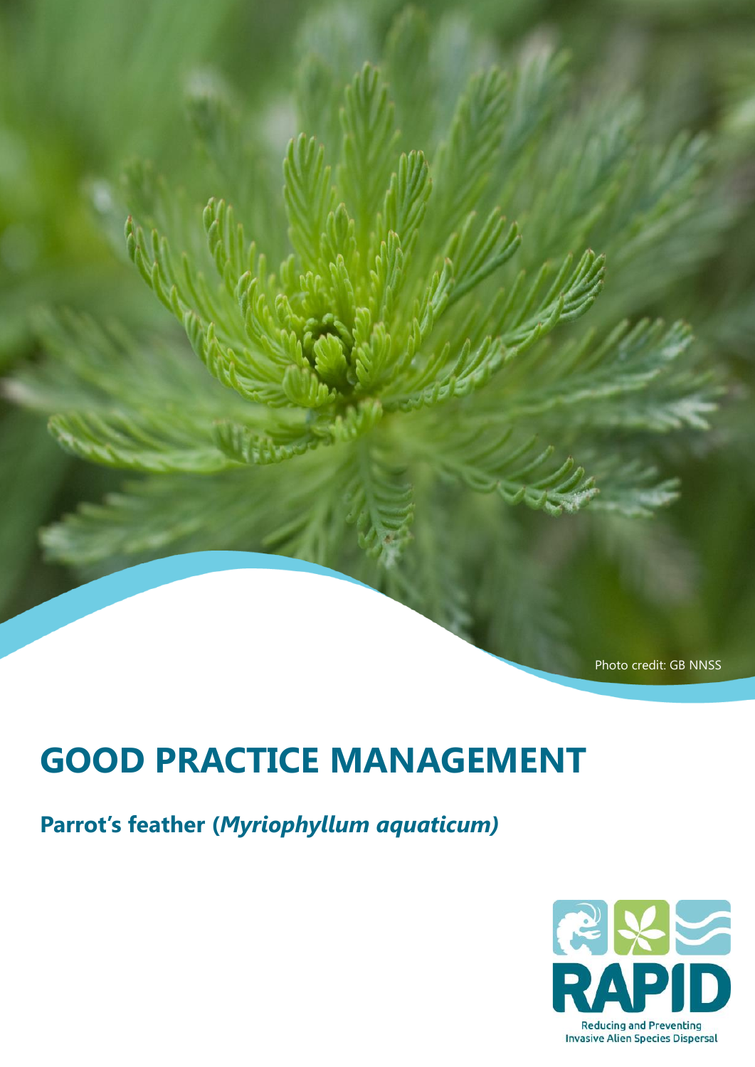Photo credit: GB NNSS

# GOOD PRACTICE MANAGEMENT

## Parrot's feather (*Myriophyllum aquaticum*)

RAPID

Reducing and Preventing Invasive Alien Species Dispersal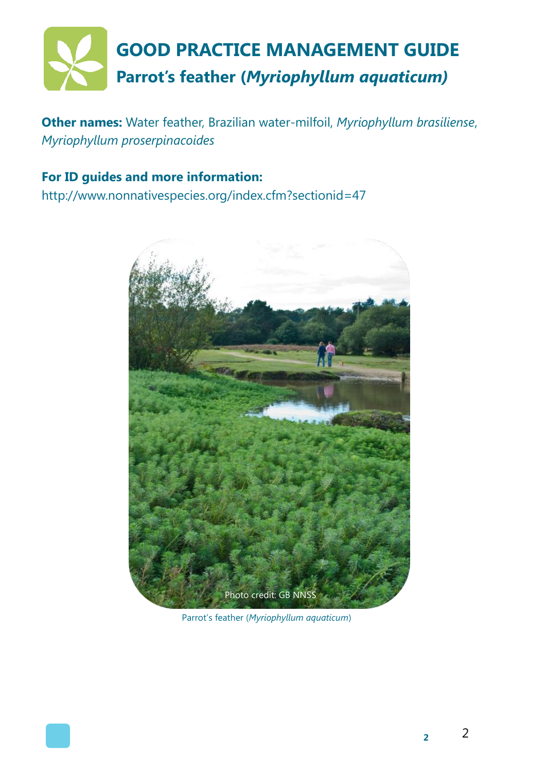# GOOD PRACTICE MANAGEMENT GUIDE

## Parrot's feather (*Myriophyllum aquaticum)*

**Other names:** Water feather, Brazilian water-milfoil, *Myriophyllum brasiliense*, *Myriophyllum proserpinacoides*

**For ID guides and more information:**
http://www.nonnativespecies.org/index.cfm?sectionid=47

Photo credit: GB NNSS

Parrot's feather (*Myriophyllum aquaticum*)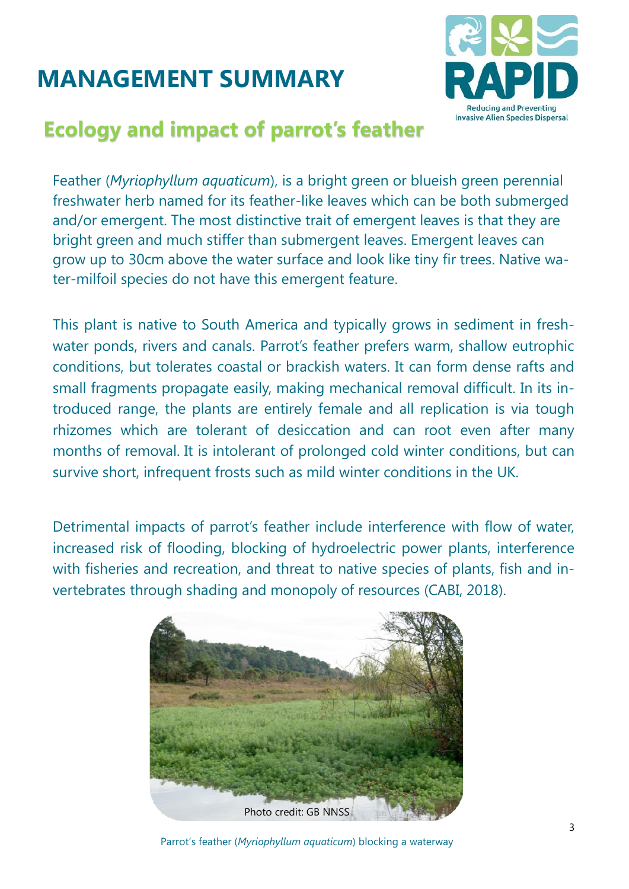# MANAGEMENT SUMMARY

## Ecology and impact of parrot's feather

Feather (*Myriophyllum aquaticum*), is a bright green or blueish green perennial freshwater herb named for its feather-like leaves which can be both submerged and/or emergent. The most distinctive trait of emergent leaves is that they are bright green and much stiffer than submergent leaves. Emergent leaves can grow up to 30cm above the water surface and look like tiny fir trees. Native water-milfoil species do not have this emergent feature.

This plant is native to South America and typically grows in sediment in freshwater ponds, rivers and canals. Parrot's feather prefers warm, shallow eutrophic conditions, but tolerates coastal or brackish waters. It can form dense rafts and small fragments propagate easily, making mechanical removal difficult. In its introduced range, the plants are entirely female and all replication is via tough rhizomes which are tolerant of desiccation and can root even after many months of removal. It is intolerant of prolonged cold winter conditions, but can survive short, infrequent frosts such as mild winter conditions in the UK.

Detrimental impacts of parrot's feather include interference with flow of water, increased risk of flooding, blocking of hydroelectric power plants, interference with fisheries and recreation, and threat to native species of plants, fish and invertebrates through shading and monopoly of resources (CABI, 2018).

Photo credit: GB NNSS

Parrot's feather (*Myriophyllum aquaticum*) blocking a waterway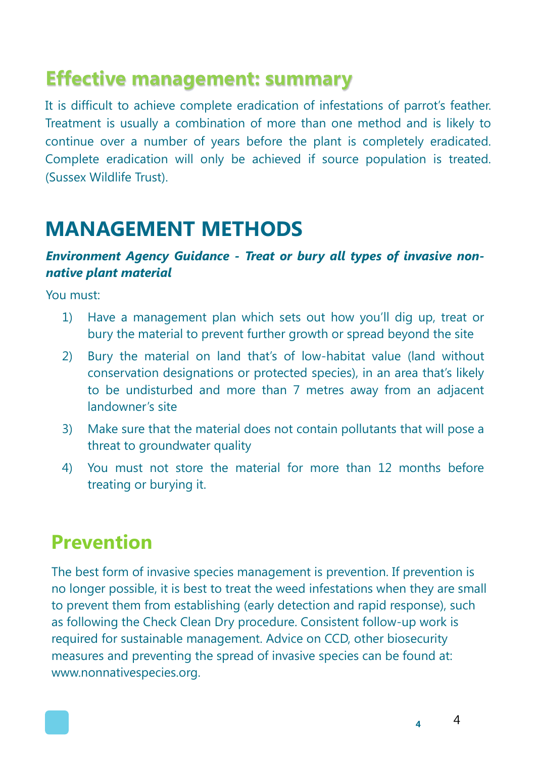## Effective management: summary

It is difficult to achieve complete eradication of infestations of parrot's feather. Treatment is usually a combination of more than one method and is likely to continue over a number of years before the plant is completely eradicated. Complete eradication will only be achieved if source population is treated. (Sussex Wildlife Trust).

# MANAGEMENT METHODS

***Environment Agency Guidance - Treat or bury all types of invasive non-native plant material***

You must:

1) Have a management plan which sets out how you'll dig up, treat or bury the material to prevent further growth or spread beyond the site
2) Bury the material on land that's of low-habitat value (land without conservation designations or protected species), in an area that's likely to be undisturbed and more than 7 metres away from an adjacent landowner's site
3) Make sure that the material does not contain pollutants that will pose a threat to groundwater quality
4) You must not store the material for more than 12 months before treating or burying it.

## Prevention

The best form of invasive species management is prevention. If prevention is no longer possible, it is best to treat the weed infestations when they are small to prevent them from establishing (early detection and rapid response), such as following the Check Clean Dry procedure. Consistent follow-up work is required for sustainable management. Advice on CCD, other biosecurity measures and preventing the spread of invasive species can be found at: www.nonnativespecies.org.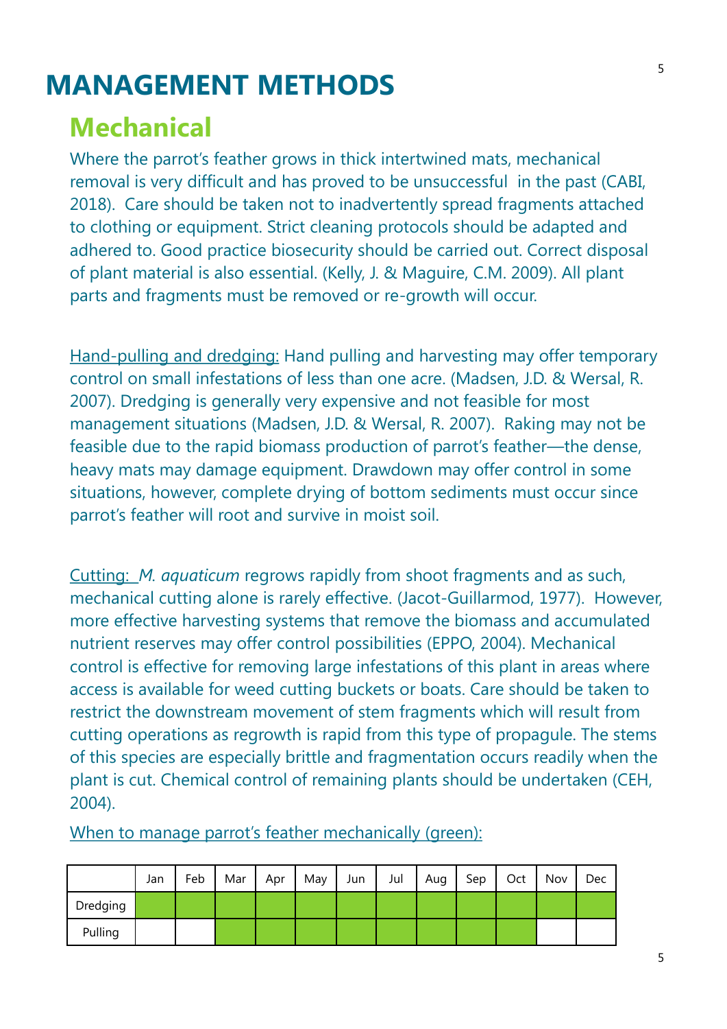# MANAGEMENT METHODS

## Mechanical

Where the parrot's feather grows in thick intertwined mats, mechanical removal is very difficult and has proved to be unsuccessful in the past (CABI, 2018). Care should be taken not to inadvertently spread fragments attached to clothing or equipment. Strict cleaning protocols should be adapted and adhered to. Good practice biosecurity should be carried out. Correct disposal of plant material is also essential. (Kelly, J. & Maguire, C.M. 2009). All plant parts and fragments must be removed or re-growth will occur.

Hand-pulling and dredging: Hand pulling and harvesting may offer temporary control on small infestations of less than one acre. (Madsen, J.D. & Wersal, R. 2007). Dredging is generally very expensive and not feasible for most management situations (Madsen, J.D. & Wersal, R. 2007). Raking may not be feasible due to the rapid biomass production of parrot's feather—the dense, heavy mats may damage equipment. Drawdown may offer control in some situations, however, complete drying of bottom sediments must occur since parrot's feather will root and survive in moist soil.

Cutting: *M. aquaticum* regrows rapidly from shoot fragments and as such, mechanical cutting alone is rarely effective. (Jacot-Guillarmod, 1977). However, more effective harvesting systems that remove the biomass and accumulated nutrient reserves may offer control possibilities (EPPO, 2004). Mechanical control is effective for removing large infestations of this plant in areas where access is available for weed cutting buckets or boats. Care should be taken to restrict the downstream movement of stem fragments which will result from cutting operations as regrowth is rapid from this type of propagule. The stems of this species are especially brittle and fragmentation occurs readily when the plant is cut. Chemical control of remaining plants should be undertaken (CEH, 2004).

When to manage parrot's feather mechanically (green):

| | Jan | Feb | Mar | Apr | May | Jun | Jul | Aug | Sep | Oct | Nov | Dec |
|---|---|---|---|---|---|---|---|---|---|---|---|---|
| Dredging | ✓ | ✓ | ✓ | ✓ | ✓ | ✓ | ✓ | ✓ | ✓ | ✓ | ✓ | ✓ |
| Pulling | | | ✓ | ✓ | ✓ | ✓ | ✓ | ✓ | ✓ | ✓ | | |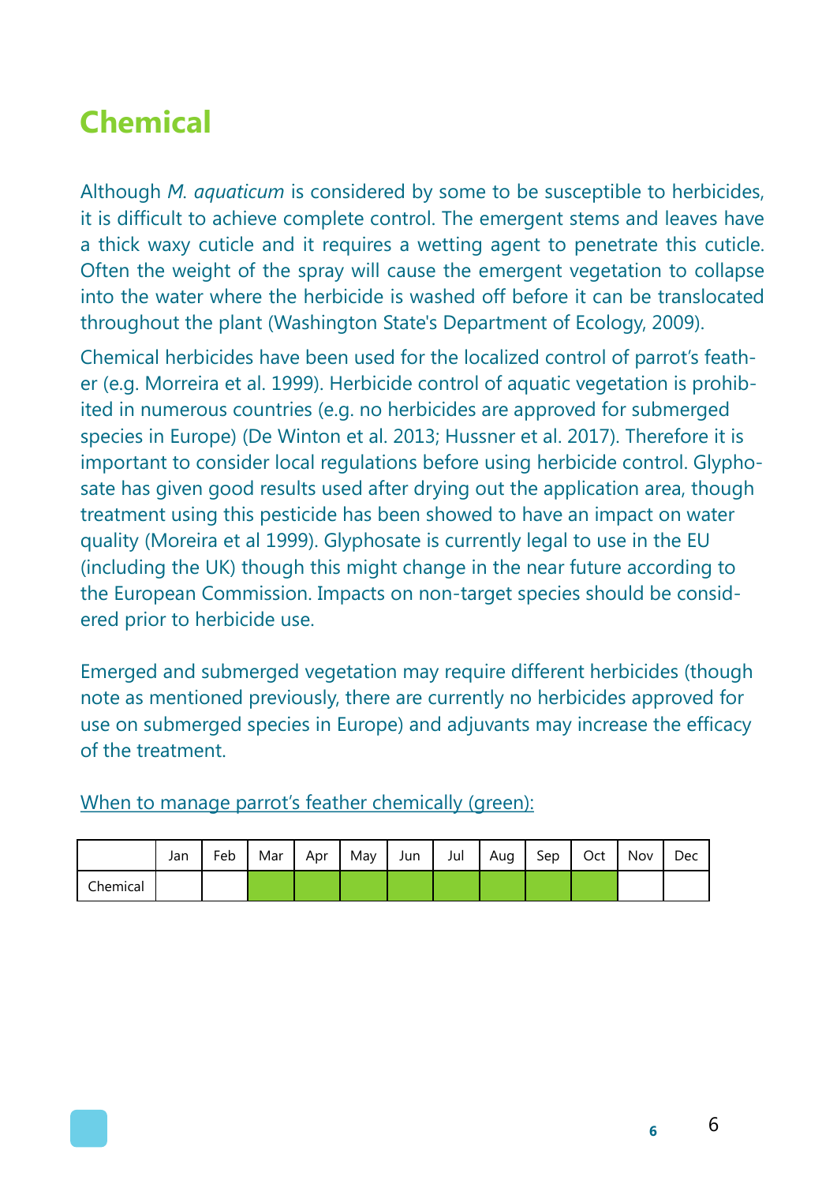# Chemical

Although *M. aquaticum* is considered by some to be susceptible to herbicides, it is difficult to achieve complete control. The emergent stems and leaves have a thick waxy cuticle and it requires a wetting agent to penetrate this cuticle. Often the weight of the spray will cause the emergent vegetation to collapse into the water where the herbicide is washed off before it can be translocated throughout the plant (Washington State's Department of Ecology, 2009).

Chemical herbicides have been used for the localized control of parrot's feather (e.g. Morreira et al. 1999). Herbicide control of aquatic vegetation is prohibited in numerous countries (e.g. no herbicides are approved for submerged species in Europe) (De Winton et al. 2013; Hussner et al. 2017). Therefore it is important to consider local regulations before using herbicide control. Glyphosate has given good results used after drying out the application area, though treatment using this pesticide has been showed to have an impact on water quality (Moreira et al 1999). Glyphosate is currently legal to use in the EU (including the UK) though this might change in the near future according to the European Commission. Impacts on non-target species should be considered prior to herbicide use.

Emerged and submerged vegetation may require different herbicides (though note as mentioned previously, there are currently no herbicides approved for use on submerged species in Europe) and adjuvants may increase the efficacy of the treatment.

When to manage parrot's feather chemically (green):

| | Jan | Feb | Mar | Apr | May | Jun | Jul | Aug | Sep | Oct | Nov | Dec |
|---|---|---|---|---|---|---|---|---|---|---|---|---|
| Chemical | | | green | green | green | green | green | green | green | green | | |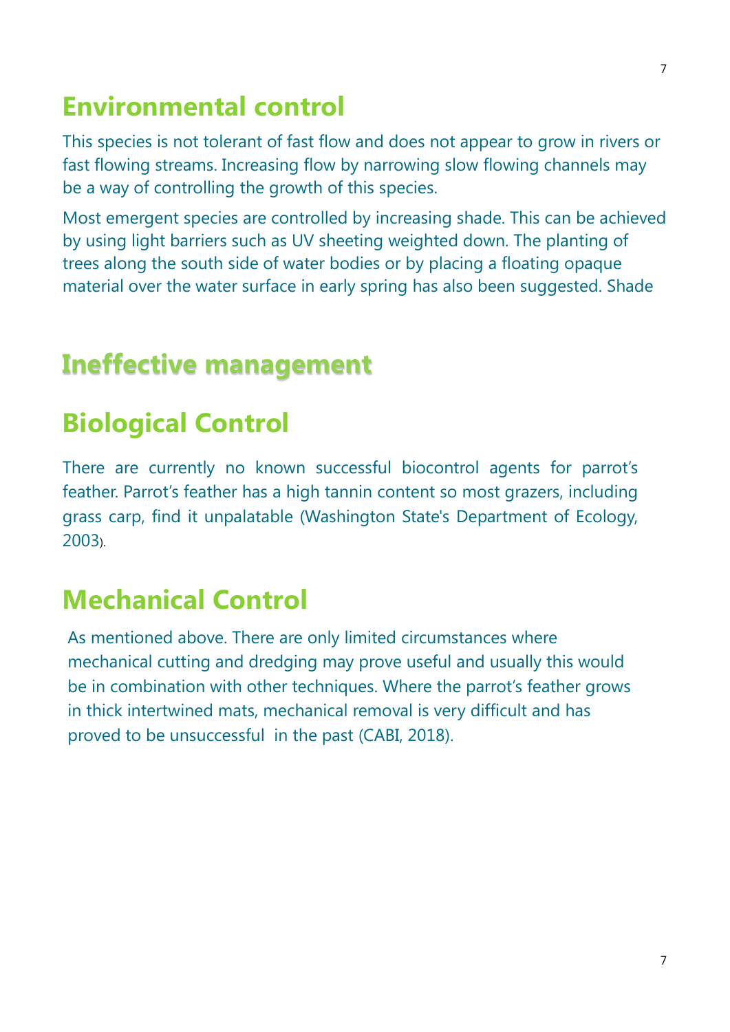# Environmental control

This species is not tolerant of fast flow and does not appear to grow in rivers or fast flowing streams. Increasing flow by narrowing slow flowing channels may be a way of controlling the growth of this species.

Most emergent species are controlled by increasing shade. This can be achieved by using light barriers such as UV sheeting weighted down. The planting of trees along the south side of water bodies or by placing a floating opaque material over the water surface in early spring has also been suggested. Shade

# Ineffective management

# Biological Control

There are currently no known successful biocontrol agents for parrot's feather. Parrot's feather has a high tannin content so most grazers, including grass carp, find it unpalatable (Washington State's Department of Ecology, 2003).

# Mechanical Control

As mentioned above. There are only limited circumstances where mechanical cutting and dredging may prove useful and usually this would be in combination with other techniques. Where the parrot's feather grows in thick intertwined mats, mechanical removal is very difficult and has proved to be unsuccessful in the past (CABI, 2018).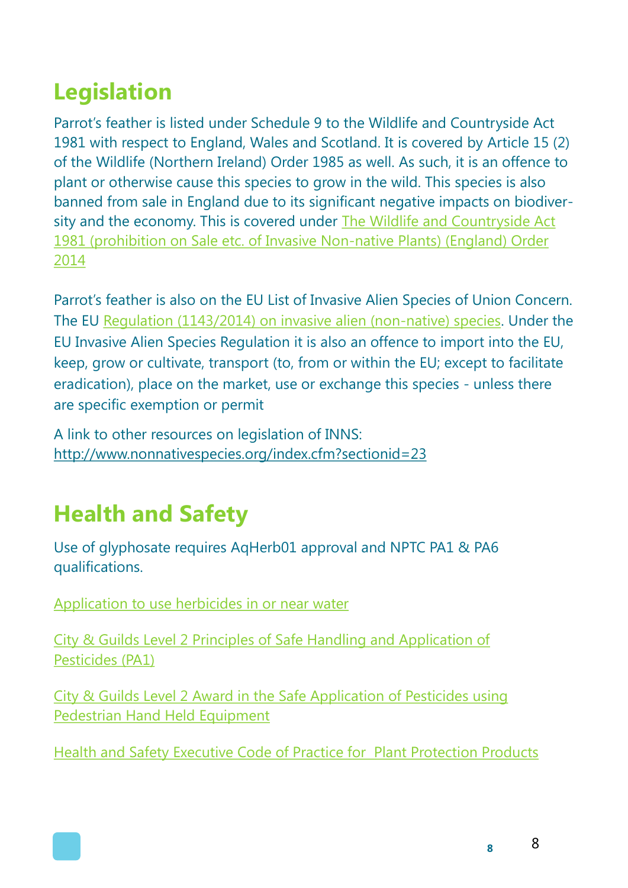## Legislation

Parrot's feather is listed under Schedule 9 to the Wildlife and Countryside Act 1981 with respect to England, Wales and Scotland. It is covered by Article 15 (2) of the Wildlife (Northern Ireland) Order 1985 as well. As such, it is an offence to plant or otherwise cause this species to grow in the wild. This species is also banned from sale in England due to its significant negative impacts on biodiversity and the economy. This is covered under The Wildlife and Countryside Act 1981 (prohibition on Sale etc. of Invasive Non-native Plants) (England) Order 2014

Parrot's feather is also on the EU List of Invasive Alien Species of Union Concern. The EU Regulation (1143/2014) on invasive alien (non-native) species. Under the EU Invasive Alien Species Regulation it is also an offence to import into the EU, keep, grow or cultivate, transport (to, from or within the EU; except to facilitate eradication), place on the market, use or exchange this species - unless there are specific exemption or permit

A link to other resources on legislation of INNS:
http://www.nonnativespecies.org/index.cfm?sectionid=23

## Health and Safety

Use of glyphosate requires AqHerb01 approval and NPTC PA1 & PA6 qualifications.

Application to use herbicides in or near water

City & Guilds Level 2 Principles of Safe Handling and Application of Pesticides (PA1)

City & Guilds Level 2 Award in the Safe Application of Pesticides using Pedestrian Hand Held Equipment

Health and Safety Executive Code of Practice for Plant Protection Products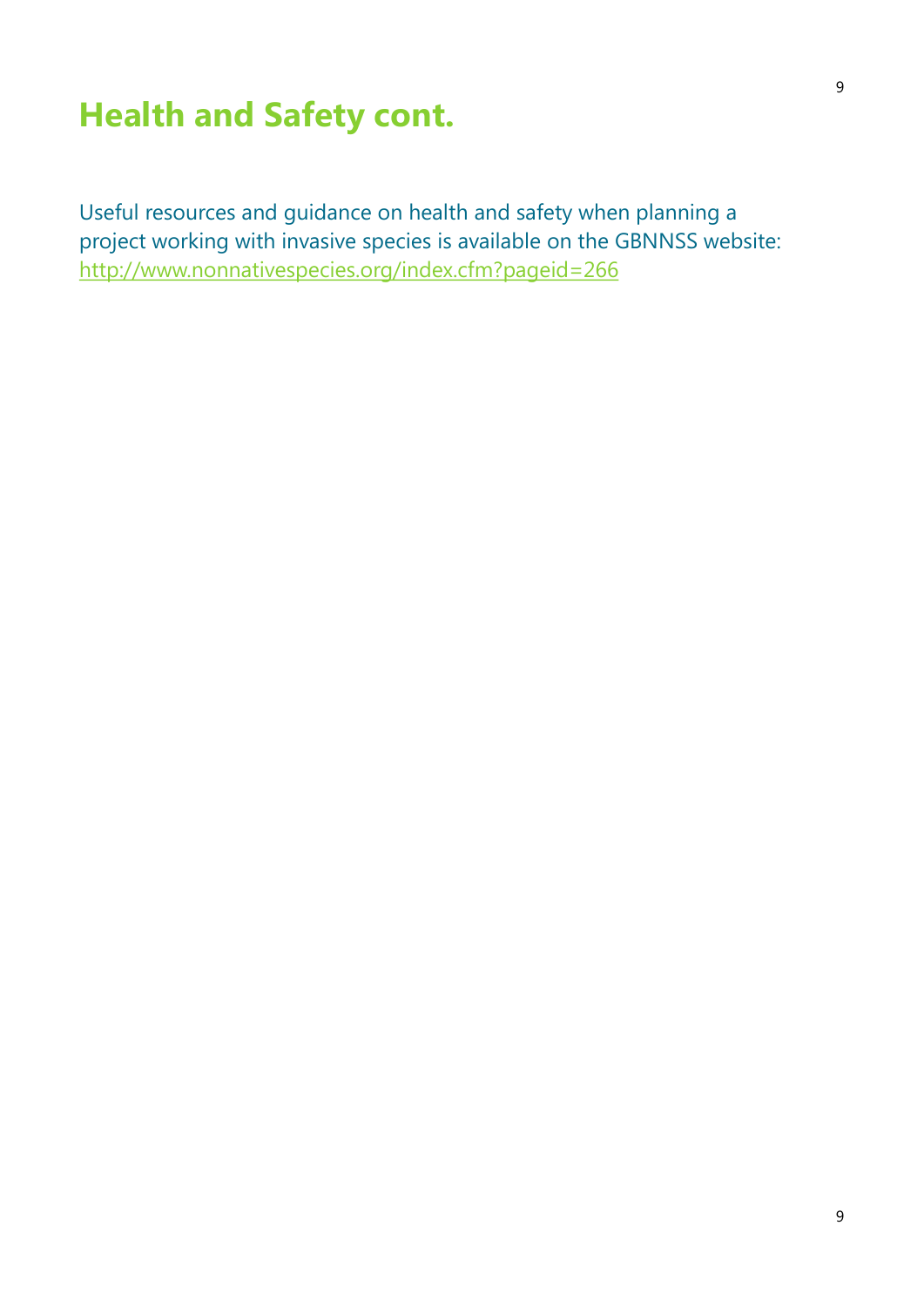## Health and Safety cont.

Useful resources and guidance on health and safety when planning a project working with invasive species is available on the GBNNSS website: http://www.nonnativespecies.org/index.cfm?pageid=266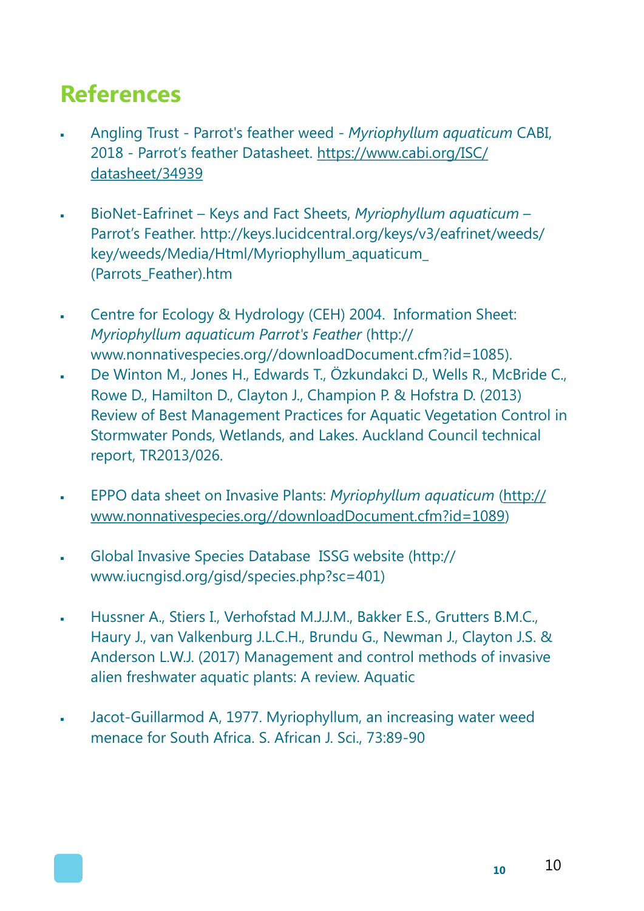## References

- Angling Trust - Parrot's feather weed - *Myriophyllum aquaticum* CABI, 2018 - Parrot's feather Datasheet. https://www.cabi.org/ISC/datasheet/34939

- BioNet-Eafrinet – Keys and Fact Sheets, *Myriophyllum aquaticum* – Parrot's Feather. http://keys.lucidcentral.org/keys/v3/eafrinet/weeds/key/weeds/Media/Html/Myriophyllum_aquaticum_(Parrots_Feather).htm

- Centre for Ecology & Hydrology (CEH) 2004. Information Sheet: *Myriophyllum aquaticum Parrot's Feather* (http://www.nonnativespecies.org//downloadDocument.cfm?id=1085).
- De Winton M., Jones H., Edwards T., Özkundakci D., Wells R., McBride C., Rowe D., Hamilton D., Clayton J., Champion P. & Hofstra D. (2013) Review of Best Management Practices for Aquatic Vegetation Control in Stormwater Ponds, Wetlands, and Lakes. Auckland Council technical report, TR2013/026.

- EPPO data sheet on Invasive Plants: *Myriophyllum aquaticum* (http://www.nonnativespecies.org//downloadDocument.cfm?id=1089)

- Global Invasive Species Database ISSG website (http://www.iucngisd.org/gisd/species.php?sc=401)

- Hussner A., Stiers I., Verhofstad M.J.J.M., Bakker E.S., Grutters B.M.C., Haury J., van Valkenburg J.L.C.H., Brundu G., Newman J., Clayton J.S. & Anderson L.W.J. (2017) Management and control methods of invasive alien freshwater aquatic plants: A review. Aquatic

- Jacot-Guillarmod A, 1977. Myriophyllum, an increasing water weed menace for South Africa. S. African J. Sci., 73:89-90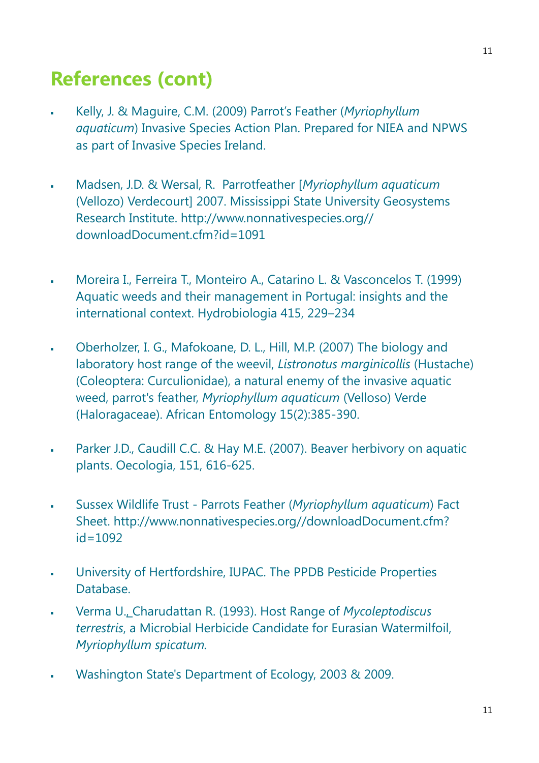## References (cont)

- Kelly, J. & Maguire, C.M. (2009) Parrot's Feather (*Myriophyllum aquaticum*) Invasive Species Action Plan. Prepared for NIEA and NPWS as part of Invasive Species Ireland.

- Madsen, J.D. & Wersal, R. Parrotfeather [*Myriophyllum aquaticum* (Vellozo) Verdecourt] 2007. Mississippi State University Geosystems Research Institute. http://www.nonnativespecies.org//downloadDocument.cfm?id=1091

- Moreira I., Ferreira T., Monteiro A., Catarino L. & Vasconcelos T. (1999) Aquatic weeds and their management in Portugal: insights and the international context. Hydrobiologia 415, 229–234

- Oberholzer, I. G., Mafokoane, D. L., Hill, M.P. (2007) The biology and laboratory host range of the weevil, *Listronotus marginicollis* (Hustache) (Coleoptera: Curculionidae), a natural enemy of the invasive aquatic weed, parrot's feather, *Myriophyllum aquaticum* (Velloso) Verde (Haloragaceae). African Entomology 15(2):385-390.

- Parker J.D., Caudill C.C. & Hay M.E. (2007). Beaver herbivory on aquatic plants. Oecologia, 151, 616-625.

- Sussex Wildlife Trust - Parrots Feather (*Myriophyllum aquaticum*) Fact Sheet. http://www.nonnativespecies.org//downloadDocument.cfm?id=1092

- University of Hertfordshire, IUPAC. The PPDB Pesticide Properties Database.

- Verma U., Charudattan R. (1993). Host Range of *Mycoleptodiscus terrestris*, a Microbial Herbicide Candidate for Eurasian Watermilfoil, *Myriophyllum spicatum*.

- Washington State's Department of Ecology, 2003 & 2009.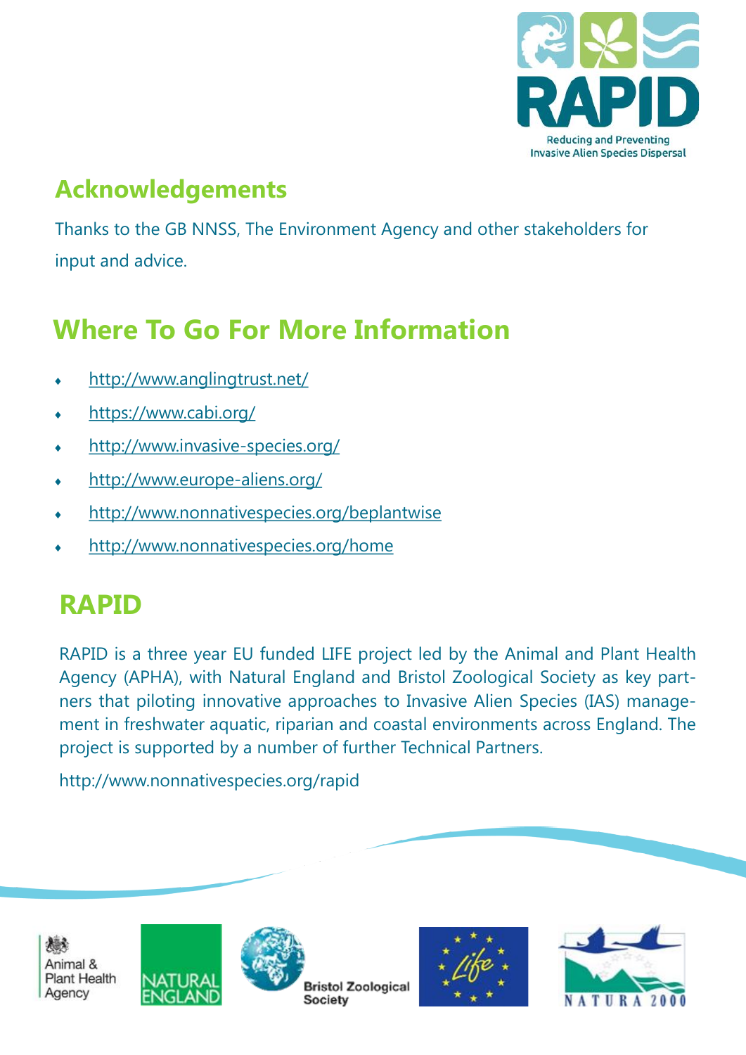## Acknowledgements

Thanks to the GB NNSS, The Environment Agency and other stakeholders for input and advice.

## Where To Go For More Information

- http://www.anglingtrust.net/
- https://www.cabi.org/
- http://www.invasive-species.org/
- http://www.europe-aliens.org/
- http://www.nonnativespecies.org/beplantwise
- http://www.nonnativespecies.org/home

## RAPID

RAPID is a three year EU funded LIFE project led by the Animal and Plant Health Agency (APHA), with Natural England and Bristol Zoological Society as key partners that piloting innovative approaches to Invasive Alien Species (IAS) management in freshwater aquatic, riparian and coastal environments across England. The project is supported by a number of further Technical Partners.

http://www.nonnativespecies.org/rapid